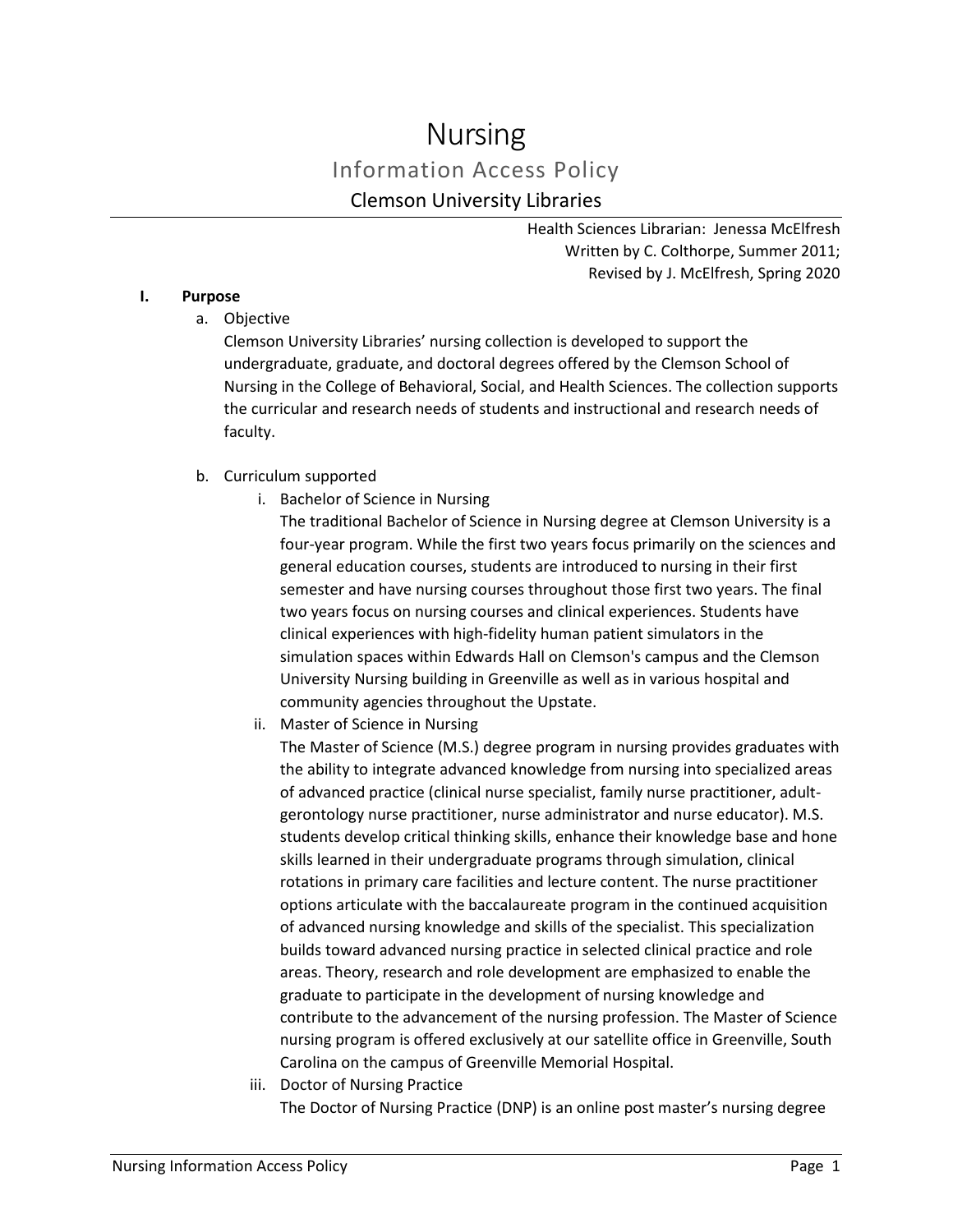# Nursing

## Information Access Policy

### Clemson University Libraries

Health Sciences Librarian: Jenessa McElfresh
Written by C. Colthorpe, Summer 2011;
Revised by J. McElfresh, Spring 2020

**I. Purpose**

a. Objective

Clemson University Libraries' nursing collection is developed to support the undergraduate, graduate, and doctoral degrees offered by the Clemson School of Nursing in the College of Behavioral, Social, and Health Sciences. The collection supports the curricular and research needs of students and instructional and research needs of faculty.

b. Curriculum supported

i. Bachelor of Science in Nursing

The traditional Bachelor of Science in Nursing degree at Clemson University is a four-year program. While the first two years focus primarily on the sciences and general education courses, students are introduced to nursing in their first semester and have nursing courses throughout those first two years. The final two years focus on nursing courses and clinical experiences. Students have clinical experiences with high-fidelity human patient simulators in the simulation spaces within Edwards Hall on Clemson's campus and the Clemson University Nursing building in Greenville as well as in various hospital and community agencies throughout the Upstate.

ii. Master of Science in Nursing

The Master of Science (M.S.) degree program in nursing provides graduates with the ability to integrate advanced knowledge from nursing into specialized areas of advanced practice (clinical nurse specialist, family nurse practitioner, adult-gerontology nurse practitioner, nurse administrator and nurse educator). M.S. students develop critical thinking skills, enhance their knowledge base and hone skills learned in their undergraduate programs through simulation, clinical rotations in primary care facilities and lecture content. The nurse practitioner options articulate with the baccalaureate program in the continued acquisition of advanced nursing knowledge and skills of the specialist. This specialization builds toward advanced nursing practice in selected clinical practice and role areas. Theory, research and role development are emphasized to enable the graduate to participate in the development of nursing knowledge and contribute to the advancement of the nursing profession. The Master of Science nursing program is offered exclusively at our satellite office in Greenville, South Carolina on the campus of Greenville Memorial Hospital.

iii. Doctor of Nursing Practice

The Doctor of Nursing Practice (DNP) is an online post master's nursing degree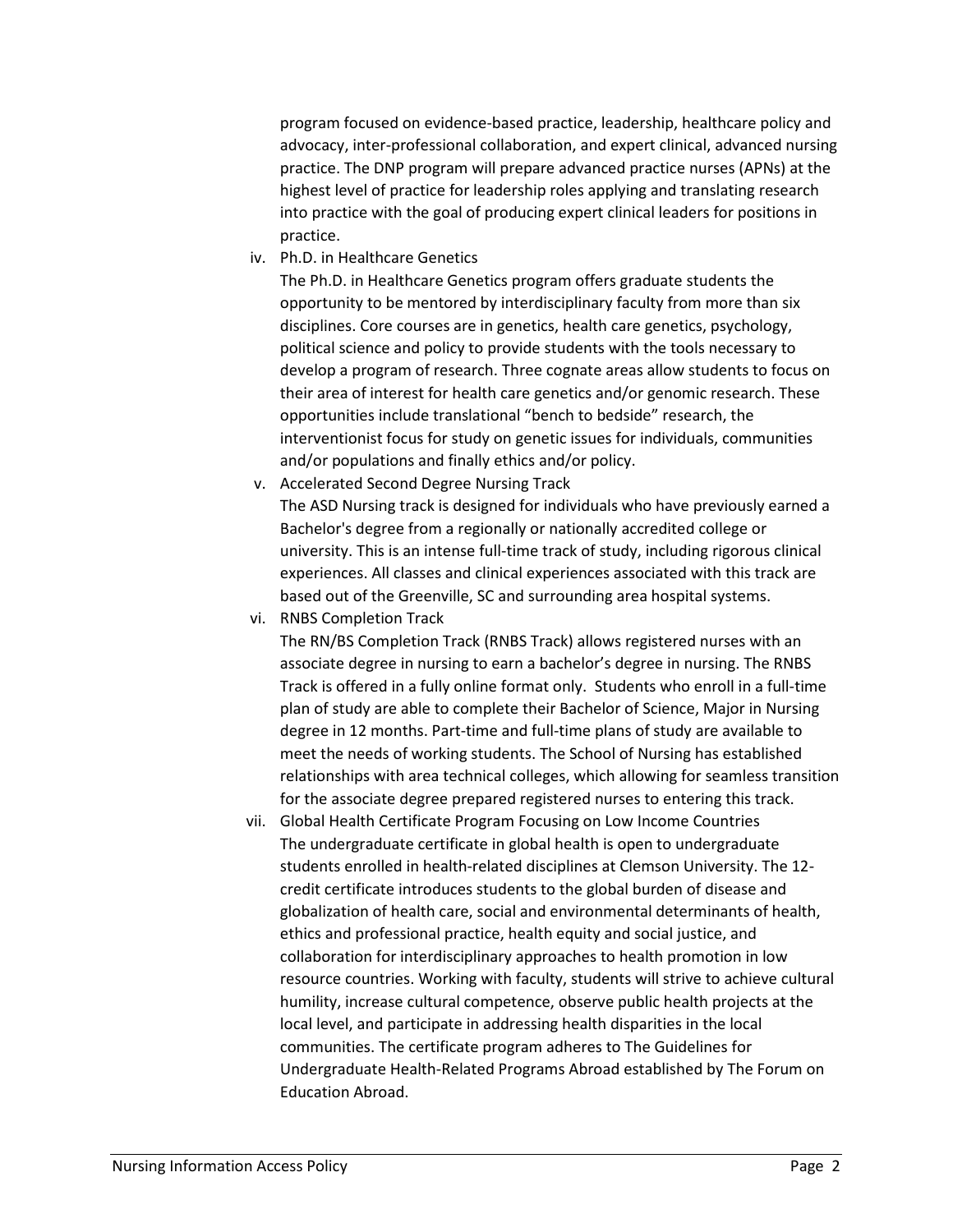program focused on evidence-based practice, leadership, healthcare policy and advocacy, inter-professional collaboration, and expert clinical, advanced nursing practice. The DNP program will prepare advanced practice nurses (APNs) at the highest level of practice for leadership roles applying and translating research into practice with the goal of producing expert clinical leaders for positions in practice.

iv. Ph.D. in Healthcare Genetics

The Ph.D. in Healthcare Genetics program offers graduate students the opportunity to be mentored by interdisciplinary faculty from more than six disciplines. Core courses are in genetics, health care genetics, psychology, political science and policy to provide students with the tools necessary to develop a program of research. Three cognate areas allow students to focus on their area of interest for health care genetics and/or genomic research. These opportunities include translational "bench to bedside" research, the interventionist focus for study on genetic issues for individuals, communities and/or populations and finally ethics and/or policy.

v. Accelerated Second Degree Nursing Track

The ASD Nursing track is designed for individuals who have previously earned a Bachelor's degree from a regionally or nationally accredited college or university. This is an intense full-time track of study, including rigorous clinical experiences. All classes and clinical experiences associated with this track are based out of the Greenville, SC and surrounding area hospital systems.

vi. RNBS Completion Track

The RN/BS Completion Track (RNBS Track) allows registered nurses with an associate degree in nursing to earn a bachelor's degree in nursing. The RNBS Track is offered in a fully online format only. Students who enroll in a full-time plan of study are able to complete their Bachelor of Science, Major in Nursing degree in 12 months. Part-time and full-time plans of study are available to meet the needs of working students. The School of Nursing has established relationships with area technical colleges, which allowing for seamless transition for the associate degree prepared registered nurses to entering this track.

vii. Global Health Certificate Program Focusing on Low Income Countries

The undergraduate certificate in global health is open to undergraduate students enrolled in health-related disciplines at Clemson University. The 12-credit certificate introduces students to the global burden of disease and globalization of health care, social and environmental determinants of health, ethics and professional practice, health equity and social justice, and collaboration for interdisciplinary approaches to health promotion in low resource countries. Working with faculty, students will strive to achieve cultural humility, increase cultural competence, observe public health projects at the local level, and participate in addressing health disparities in the local communities. The certificate program adheres to The Guidelines for Undergraduate Health-Related Programs Abroad established by The Forum on Education Abroad.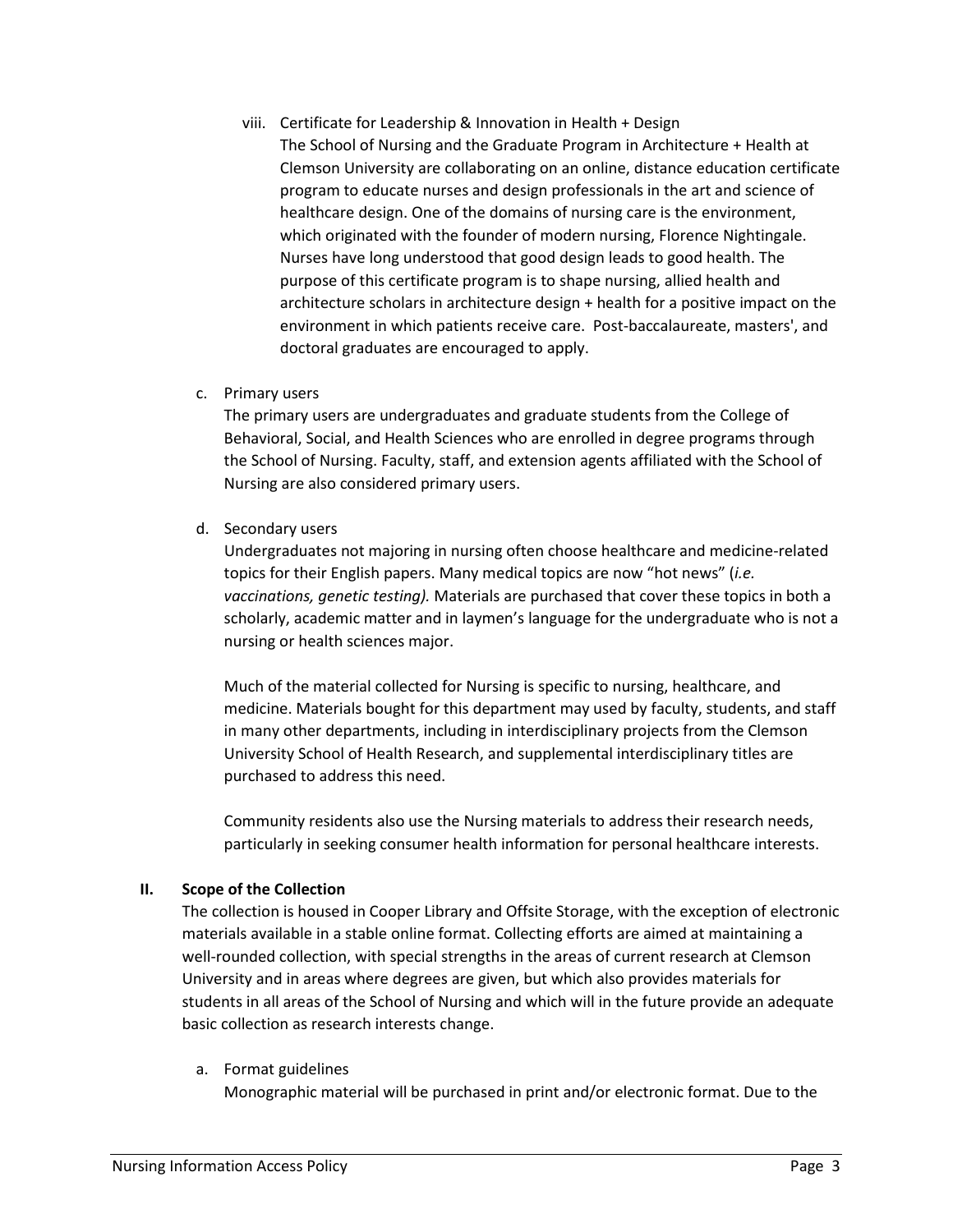viii. Certificate for Leadership & Innovation in Health + Design

The School of Nursing and the Graduate Program in Architecture + Health at Clemson University are collaborating on an online, distance education certificate program to educate nurses and design professionals in the art and science of healthcare design. One of the domains of nursing care is the environment, which originated with the founder of modern nursing, Florence Nightingale. Nurses have long understood that good design leads to good health. The purpose of this certificate program is to shape nursing, allied health and architecture scholars in architecture design + health for a positive impact on the environment in which patients receive care. Post-baccalaureate, masters', and doctoral graduates are encouraged to apply.

c. Primary users

The primary users are undergraduates and graduate students from the College of Behavioral, Social, and Health Sciences who are enrolled in degree programs through the School of Nursing. Faculty, staff, and extension agents affiliated with the School of Nursing are also considered primary users.

d. Secondary users

Undergraduates not majoring in nursing often choose healthcare and medicine-related topics for their English papers. Many medical topics are now "hot news" (*i.e. vaccinations, genetic testing).* Materials are purchased that cover these topics in both a scholarly, academic matter and in laymen's language for the undergraduate who is not a nursing or health sciences major.

Much of the material collected for Nursing is specific to nursing, healthcare, and medicine. Materials bought for this department may used by faculty, students, and staff in many other departments, including in interdisciplinary projects from the Clemson University School of Health Research, and supplemental interdisciplinary titles are purchased to address this need.

Community residents also use the Nursing materials to address their research needs, particularly in seeking consumer health information for personal healthcare interests.

## II. Scope of the Collection

The collection is housed in Cooper Library and Offsite Storage, with the exception of electronic materials available in a stable online format. Collecting efforts are aimed at maintaining a well-rounded collection, with special strengths in the areas of current research at Clemson University and in areas where degrees are given, but which also provides materials for students in all areas of the School of Nursing and which will in the future provide an adequate basic collection as research interests change.

a. Format guidelines

Monographic material will be purchased in print and/or electronic format. Due to the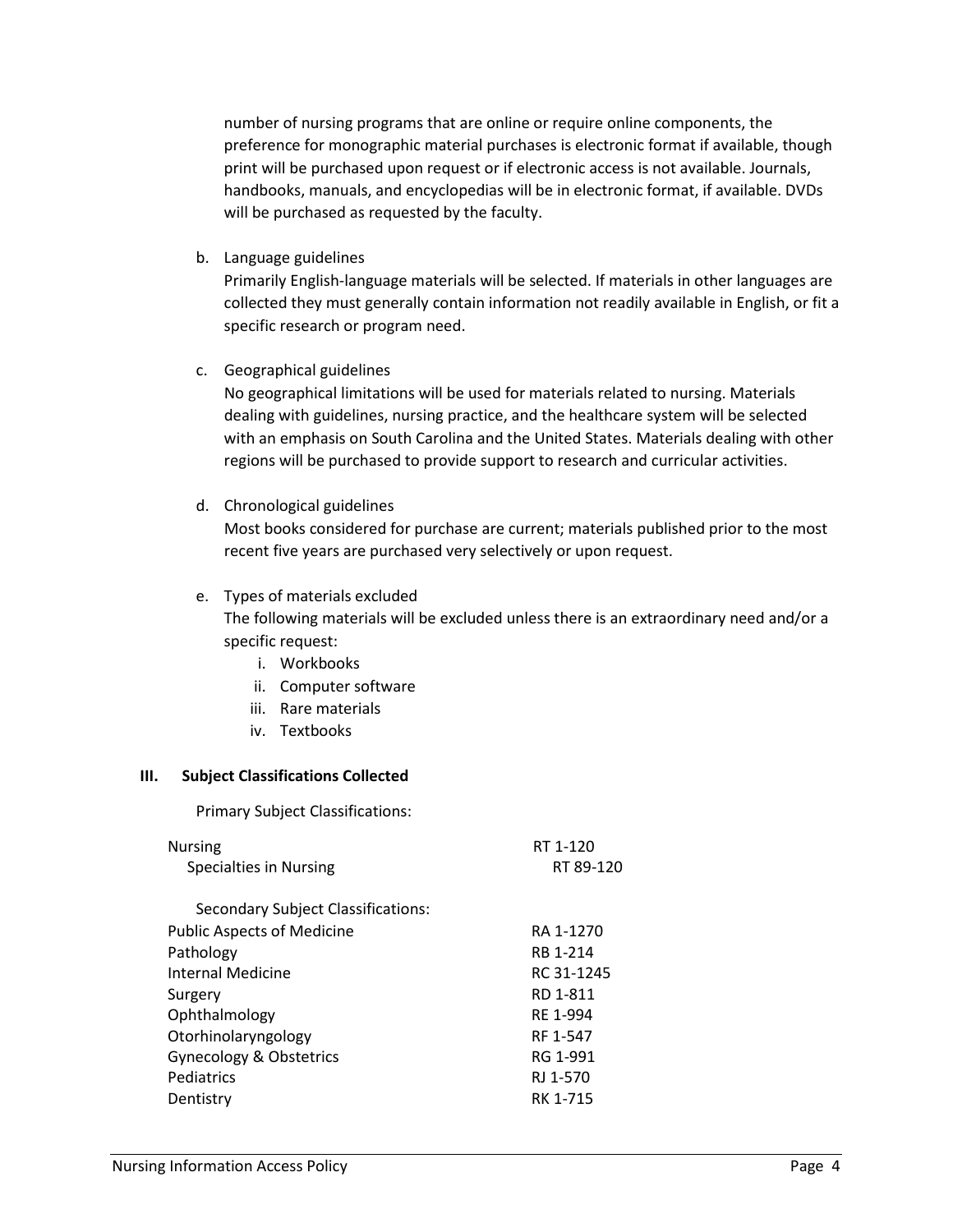number of nursing programs that are online or require online components, the preference for monographic material purchases is electronic format if available, though print will be purchased upon request or if electronic access is not available. Journals, handbooks, manuals, and encyclopedias will be in electronic format, if available. DVDs will be purchased as requested by the faculty.

b. Language guidelines

   Primarily English-language materials will be selected. If materials in other languages are collected they must generally contain information not readily available in English, or fit a specific research or program need.

c. Geographical guidelines

   No geographical limitations will be used for materials related to nursing. Materials dealing with guidelines, nursing practice, and the healthcare system will be selected with an emphasis on South Carolina and the United States. Materials dealing with other regions will be purchased to provide support to research and curricular activities.

d. Chronological guidelines

   Most books considered for purchase are current; materials published prior to the most recent five years are purchased very selectively or upon request.

e. Types of materials excluded

   The following materials will be excluded unless there is an extraordinary need and/or a specific request:
   i. Workbooks
   ii. Computer software
   iii. Rare materials
   iv. Textbooks

## III. Subject Classifications Collected

Primary Subject Classifications:

| Subject | Classification |
|---|---|
| Nursing | RT 1-120 |
| Specialties in Nursing | RT 89-120 |

Secondary Subject Classifications:

| Subject | Classification |
|---|---|
| Public Aspects of Medicine | RA 1-1270 |
| Pathology | RB 1-214 |
| Internal Medicine | RC 31-1245 |
| Surgery | RD 1-811 |
| Ophthalmology | RE 1-994 |
| Otorhinolaryngology | RF 1-547 |
| Gynecology & Obstetrics | RG 1-991 |
| Pediatrics | RJ 1-570 |
| Dentistry | RK 1-715 |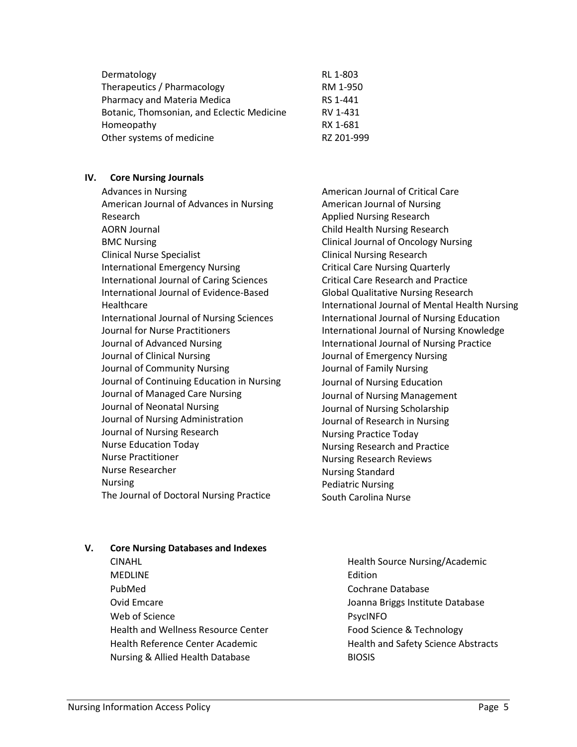| | |
|---|---|
| Dermatology | RL 1-803 |
| Therapeutics / Pharmacology | RM 1-950 |
| Pharmacy and Materia Medica | RS 1-441 |
| Botanic, Thomsonian, and Eclectic Medicine | RV 1-431 |
| Homeopathy | RX 1-681 |
| Other systems of medicine | RZ 201-999 |

## IV. Core Nursing Journals

- Advances in Nursing
- American Journal of Advances in Nursing Research
- AORN Journal
- BMC Nursing
- Clinical Nurse Specialist
- International Emergency Nursing
- International Journal of Caring Sciences
- International Journal of Evidence-Based Healthcare
- International Journal of Nursing Sciences
- Journal for Nurse Practitioners
- Journal of Advanced Nursing
- Journal of Clinical Nursing
- Journal of Community Nursing
- Journal of Continuing Education in Nursing
- Journal of Managed Care Nursing
- Journal of Neonatal Nursing
- Journal of Nursing Administration
- Journal of Nursing Research
- Nurse Education Today
- Nurse Practitioner
- Nurse Researcher
- Nursing
- The Journal of Doctoral Nursing Practice
- American Journal of Critical Care
- American Journal of Nursing
- Applied Nursing Research
- Child Health Nursing Research
- Clinical Journal of Oncology Nursing
- Clinical Nursing Research
- Critical Care Nursing Quarterly
- Critical Care Research and Practice
- Global Qualitative Nursing Research
- International Journal of Mental Health Nursing
- International Journal of Nursing Education
- International Journal of Nursing Knowledge
- International Journal of Nursing Practice
- Journal of Emergency Nursing
- Journal of Family Nursing
- Journal of Nursing Education
- Journal of Nursing Management
- Journal of Nursing Scholarship
- Journal of Research in Nursing
- Nursing Practice Today
- Nursing Research and Practice
- Nursing Research Reviews
- Nursing Standard
- Pediatric Nursing
- South Carolina Nurse

## V. Core Nursing Databases and Indexes

- CINAHL
- MEDLINE
- PubMed
- Ovid Emcare
- Web of Science
- Health and Wellness Resource Center
- Health Reference Center Academic
- Nursing & Allied Health Database
- Health Source Nursing/Academic Edition
- Cochrane Database
- Joanna Briggs Institute Database
- PsycINFO
- Food Science & Technology
- Health and Safety Science Abstracts
- BIOSIS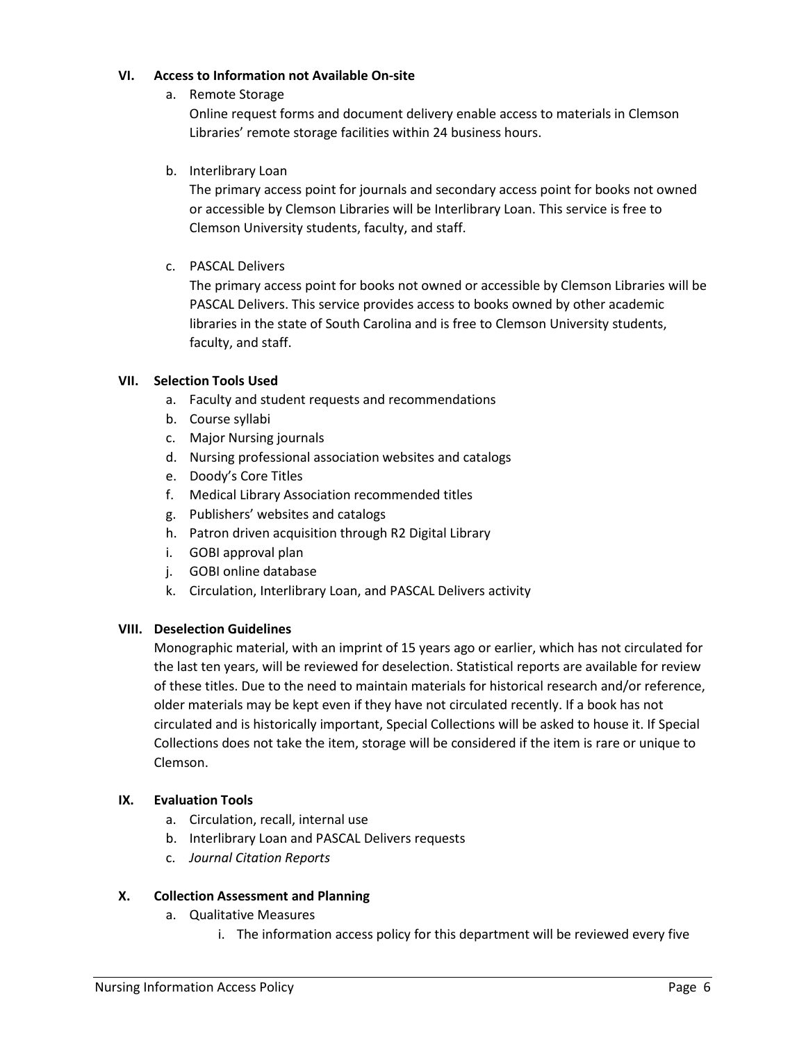## VI. Access to Information not Available On-site

a. Remote Storage

Online request forms and document delivery enable access to materials in Clemson Libraries' remote storage facilities within 24 business hours.

b. Interlibrary Loan

The primary access point for journals and secondary access point for books not owned or accessible by Clemson Libraries will be Interlibrary Loan. This service is free to Clemson University students, faculty, and staff.

c. PASCAL Delivers

The primary access point for books not owned or accessible by Clemson Libraries will be PASCAL Delivers. This service provides access to books owned by other academic libraries in the state of South Carolina and is free to Clemson University students, faculty, and staff.

## VII. Selection Tools Used

a. Faculty and student requests and recommendations
b. Course syllabi
c. Major Nursing journals
d. Nursing professional association websites and catalogs
e. Doody's Core Titles
f. Medical Library Association recommended titles
g. Publishers' websites and catalogs
h. Patron driven acquisition through R2 Digital Library
i. GOBI approval plan
j. GOBI online database
k. Circulation, Interlibrary Loan, and PASCAL Delivers activity

## VIII. Deselection Guidelines

Monographic material, with an imprint of 15 years ago or earlier, which has not circulated for the last ten years, will be reviewed for deselection. Statistical reports are available for review of these titles. Due to the need to maintain materials for historical research and/or reference, older materials may be kept even if they have not circulated recently. If a book has not circulated and is historically important, Special Collections will be asked to house it. If Special Collections does not take the item, storage will be considered if the item is rare or unique to Clemson.

## IX. Evaluation Tools

a. Circulation, recall, internal use
b. Interlibrary Loan and PASCAL Delivers requests
c. *Journal Citation Reports*

## X. Collection Assessment and Planning

a. Qualitative Measures
   i. The information access policy for this department will be reviewed every five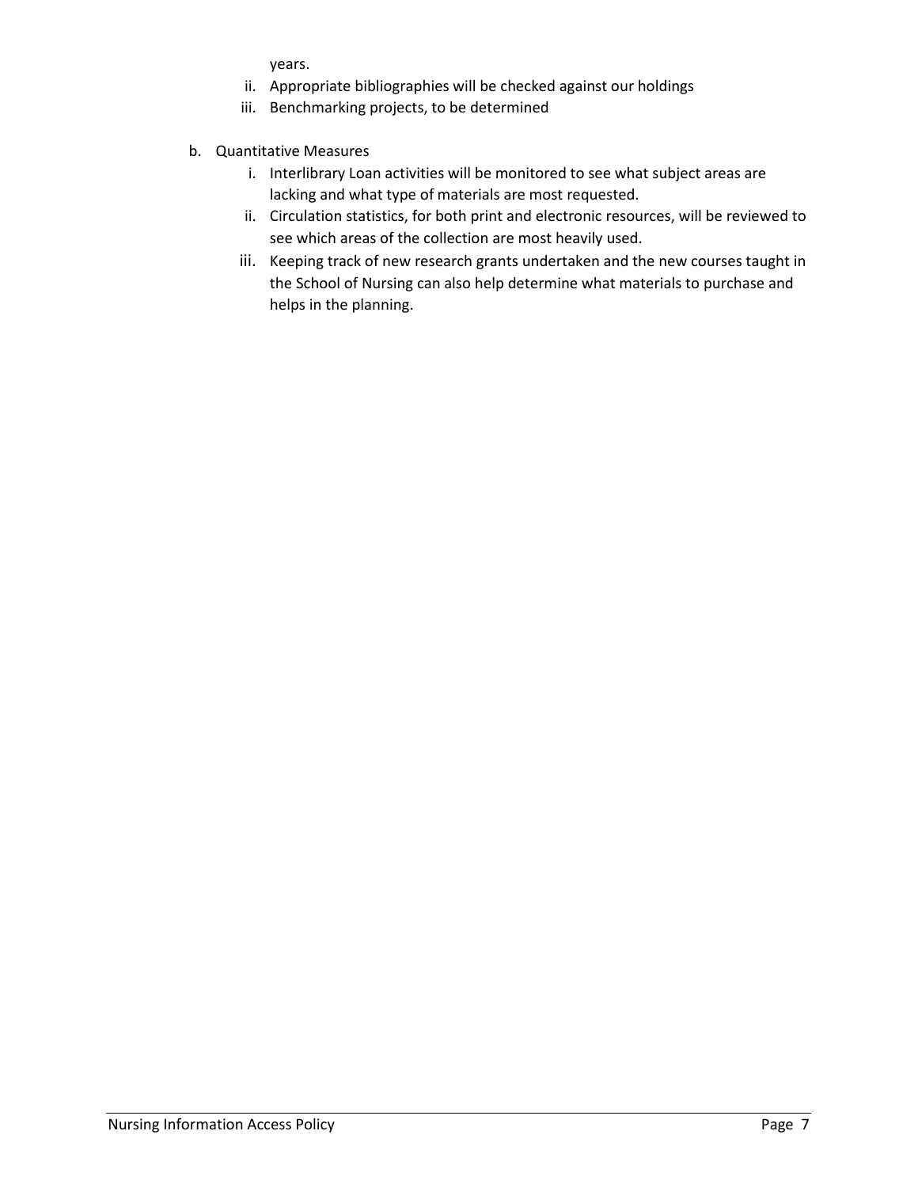years.

   ii. Appropriate bibliographies will be checked against our holdings
   iii. Benchmarking projects, to be determined

b. Quantitative Measures
   i. Interlibrary Loan activities will be monitored to see what subject areas are lacking and what type of materials are most requested.
   ii. Circulation statistics, for both print and electronic resources, will be reviewed to see which areas of the collection are most heavily used.
   iii. Keeping track of new research grants undertaken and the new courses taught in the School of Nursing can also help determine what materials to purchase and helps in the planning.